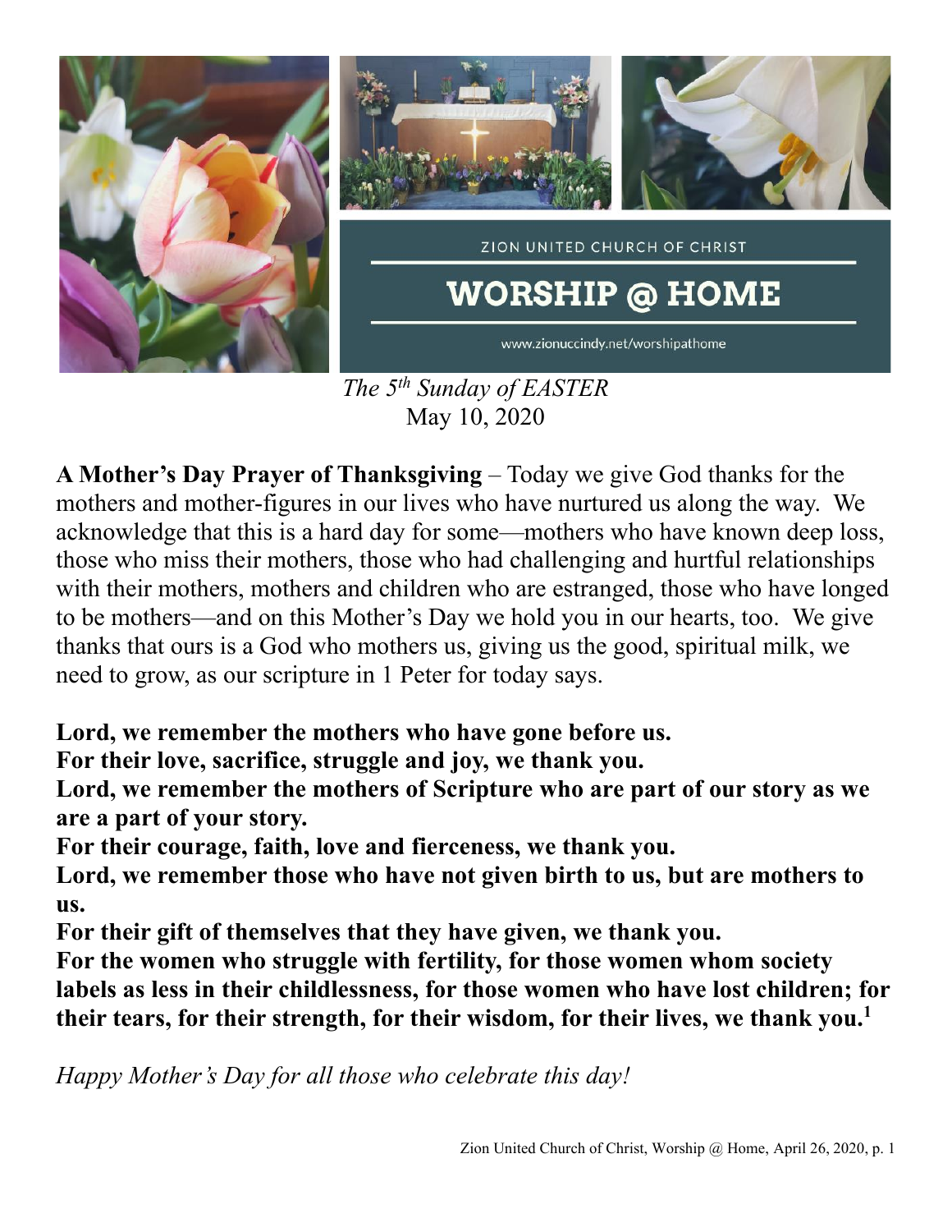ZION UNITED CHURCH OF CHRIST

# WORSHIP @ HOME

www.zionuccindy.net/worshipathome

*The 5th Sunday of EASTER*
May 10, 2020

**A Mother's Day Prayer of Thanksgiving** – Today we give God thanks for the mothers and mother-figures in our lives who have nurtured us along the way. We acknowledge that this is a hard day for some—mothers who have known deep loss, those who miss their mothers, those who had challenging and hurtful relationships with their mothers, mothers and children who are estranged, those who have longed to be mothers—and on this Mother's Day we hold you in our hearts, too. We give thanks that ours is a God who mothers us, giving us the good, spiritual milk, we need to grow, as our scripture in 1 Peter for today says.

**Lord, we remember the mothers who have gone before us.**
**For their love, sacrifice, struggle and joy, we thank you.**
**Lord, we remember the mothers of Scripture who are part of our story as we are a part of your story.**
**For their courage, faith, love and fierceness, we thank you.**
**Lord, we remember those who have not given birth to us, but are mothers to us.**
**For their gift of themselves that they have given, we thank you.**
**For the women who struggle with fertility, for those women whom society labels as less in their childlessness, for those women who have lost children; for their tears, for their strength, for their wisdom, for their lives, we thank you.[1]**

*Happy Mother's Day for all those who celebrate this day!*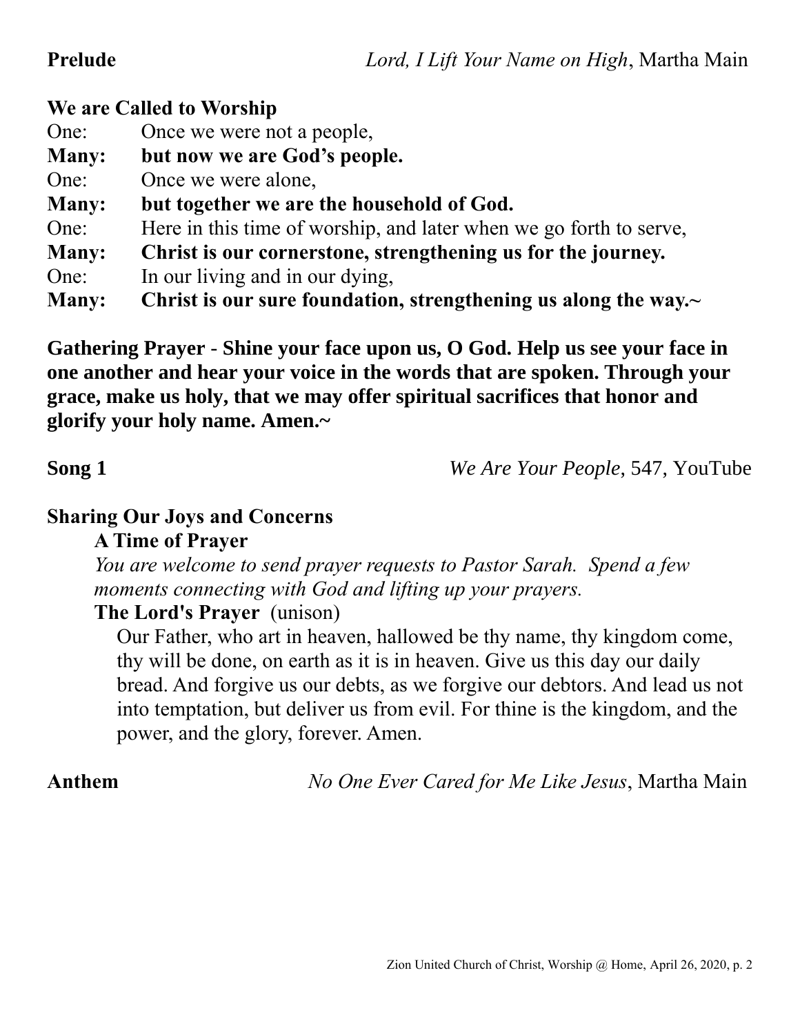**Prelude** *Lord, I Lift Your Name on High*, Martha Main

**We are Called to Worship**

One: Once we were not a people,

**Many: but now we are God's people.**

One: Once we were alone,

**Many: but together we are the household of God.**

One: Here in this time of worship, and later when we go forth to serve,

**Many: Christ is our cornerstone, strengthening us for the journey.**

One: In our living and in our dying,

**Many: Christ is our sure foundation, strengthening us along the way.~**

**Gathering Prayer - Shine your face upon us, O God. Help us see your face in one another and hear your voice in the words that are spoken. Through your grace, make us holy, that we may offer spiritual sacrifices that honor and glorify your holy name. Amen.~**

**Song 1** *We Are Your People*, 547, YouTube

**Sharing Our Joys and Concerns**

**A Time of Prayer**

*You are welcome to send prayer requests to Pastor Sarah. Spend a few moments connecting with God and lifting up your prayers.*

**The Lord's Prayer** (unison)

Our Father, who art in heaven, hallowed be thy name, thy kingdom come, thy will be done, on earth as it is in heaven. Give us this day our daily bread. And forgive us our debts, as we forgive our debtors. And lead us not into temptation, but deliver us from evil. For thine is the kingdom, and the power, and the glory, forever. Amen.

**Anthem** *No One Ever Cared for Me Like Jesus*, Martha Main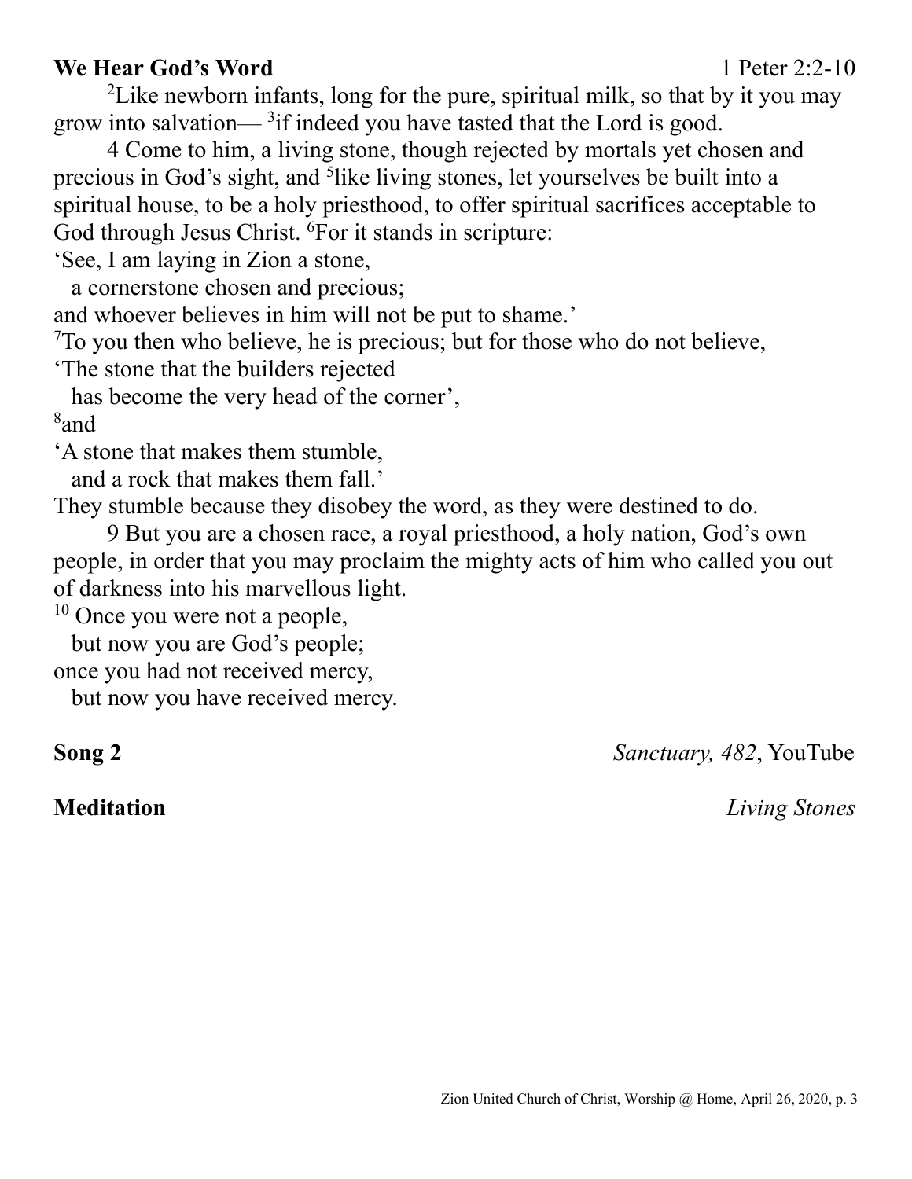**We Hear God's Word** 1 Peter 2:2-10

[2]Like newborn infants, long for the pure, spiritual milk, so that by it you may grow into salvation— [3]if indeed you have tasted that the Lord is good.

4 Come to him, a living stone, though rejected by mortals yet chosen and precious in God's sight, and [5]like living stones, let yourselves be built into a spiritual house, to be a holy priesthood, to offer spiritual sacrifices acceptable to God through Jesus Christ. [6]For it stands in scripture:

'See, I am laying in Zion a stone,
  a cornerstone chosen and precious;
and whoever believes in him will not be put to shame.'

[7]To you then who believe, he is precious; but for those who do not believe,

'The stone that the builders rejected
  has become the very head of the corner',

[8]and

'A stone that makes them stumble,
  and a rock that makes them fall.'

They stumble because they disobey the word, as they were destined to do.

9 But you are a chosen race, a royal priesthood, a holy nation, God's own people, in order that you may proclaim the mighty acts of him who called you out of darkness into his marvellous light.

[10] Once you were not a people,
  but now you are God's people;
once you had not received mercy,
  but now you have received mercy.

**Song 2** *Sanctuary, 482*, YouTube

**Meditation** *Living Stones*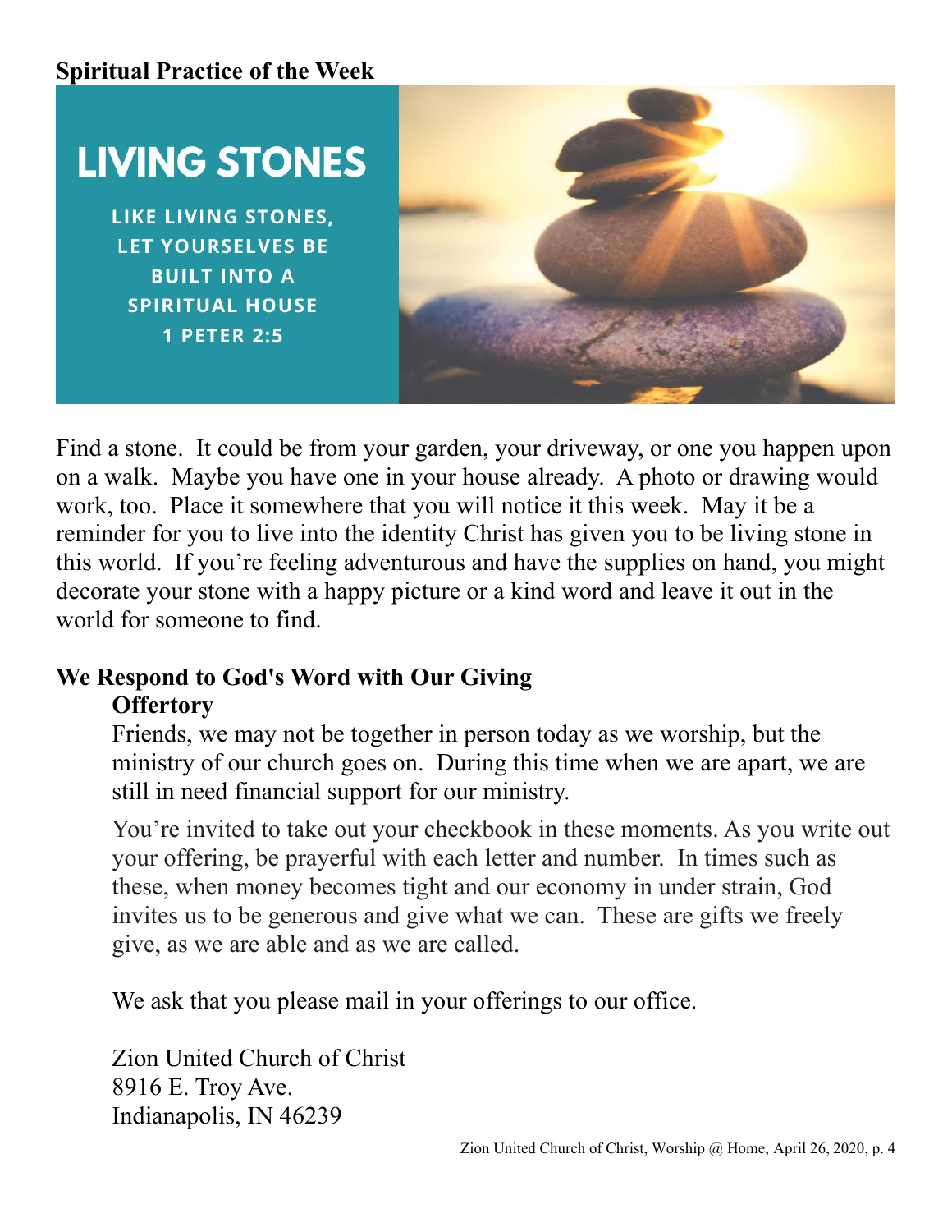**Spiritual Practice of the Week**

**LIVING STONES**

LIKE LIVING STONES, LET YOURSELVES BE BUILT INTO A SPIRITUAL HOUSE
1 PETER 2:5

Find a stone. It could be from your garden, your driveway, or one you happen upon on a walk. Maybe you have one in your house already. A photo or drawing would work, too. Place it somewhere that you will notice it this week. May it be a reminder for you to live into the identity Christ has given you to be living stone in this world. If you're feeling adventurous and have the supplies on hand, you might decorate your stone with a happy picture or a kind word and leave it out in the world for someone to find.

**We Respond to God's Word with Our Giving**

**Offertory**

Friends, we may not be together in person today as we worship, but the ministry of our church goes on. During this time when we are apart, we are still in need financial support for our ministry.

You're invited to take out your checkbook in these moments. As you write out your offering, be prayerful with each letter and number. In times such as these, when money becomes tight and our economy in under strain, God invites us to be generous and give what we can. These are gifts we freely give, as we are able and as we are called.

We ask that you please mail in your offerings to our office.

Zion United Church of Christ
8916 E. Troy Ave.
Indianapolis, IN 46239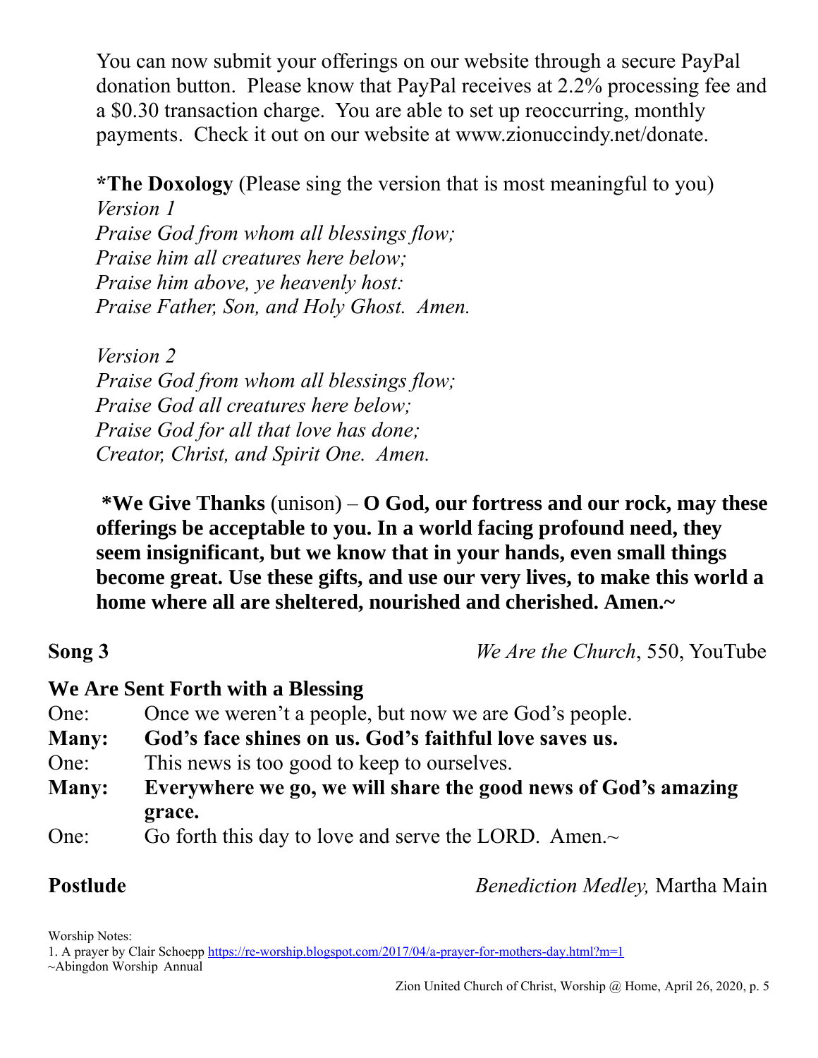You can now submit your offerings on our website through a secure PayPal donation button. Please know that PayPal receives at 2.2% processing fee and a $0.30 transaction charge. You are able to set up reoccurring, monthly payments. Check it out on our website at www.zionuccindy.net/donate.

**\*The Doxology** (Please sing the version that is most meaningful to you)
*Version 1*
*Praise God from whom all blessings flow;*
*Praise him all creatures here below;*
*Praise him above, ye heavenly host:*
*Praise Father, Son, and Holy Ghost. Amen.*

*Version 2*
*Praise God from whom all blessings flow;*
*Praise God all creatures here below;*
*Praise God for all that love has done;*
*Creator, Christ, and Spirit One. Amen.*

**\*We Give Thanks** (unison) – **O God, our fortress and our rock, may these offerings be acceptable to you. In a world facing profound need, they seem insignificant, but we know that in your hands, even small things become great. Use these gifts, and use our very lives, to make this world a home where all are sheltered, nourished and cherished. Amen.~**

**Song 3** *We Are the Church*, 550, YouTube

**We Are Sent Forth with a Blessing**

One: Once we weren't a people, but now we are God's people.
**Many: God's face shines on us. God's faithful love saves us.**
One: This news is too good to keep to ourselves.
**Many: Everywhere we go, we will share the good news of God's amazing grace.**
One: Go forth this day to love and serve the LORD. Amen.~

**Postlude** *Benediction Medley,* Martha Main

Worship Notes:
1. A prayer by Clair Schoepp https://re-worship.blogspot.com/2017/04/a-prayer-for-mothers-day.html?m=1
~Abingdon Worship Annual